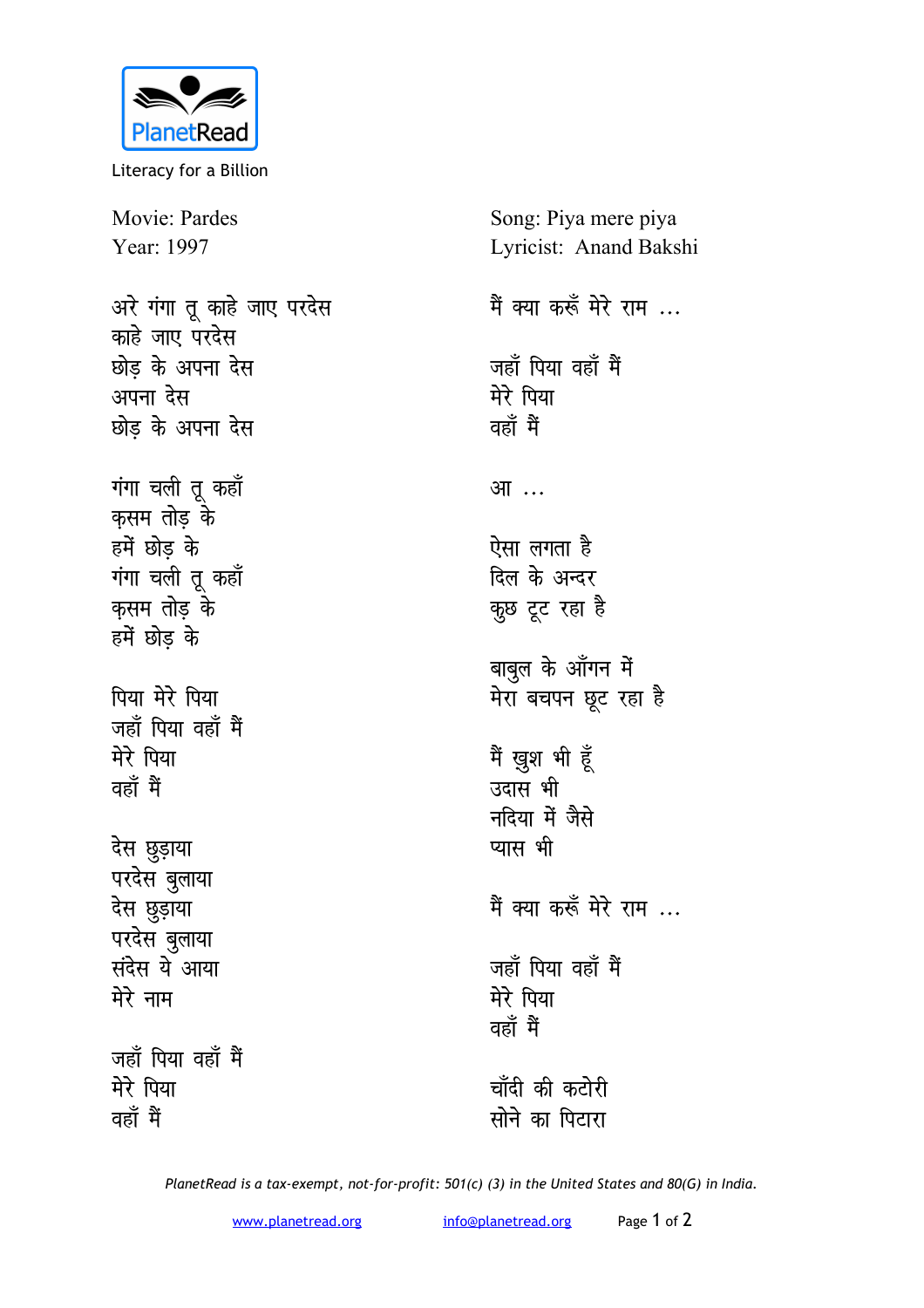PlanetRead

Literacy for a Billion

Movie: Pardes
Year: 1997

Song: Piya mere piya
Lyricist: Anand Bakshi

अरे गंगा तू काहे जाए परदेस
काहे जाए परदेस
छोड़ के अपना देस
अपना देस
छोड़ के अपना देस

गंगा चली तू कहाँ
क़सम तोड़ के
हमें छोड़ के
गंगा चली तू कहाँ
क़सम तोड़ के
हमें छोड़ के

पिया मेरे पिया
जहाँ पिया वहाँ मैं
मेरे पिया
वहाँ मैं

देस छुड़ाया
परदेस बुलाया
देस छुड़ाया
परदेस बुलाया
संदेस ये आया
मेरे नाम

जहाँ पिया वहाँ मैं
मेरे पिया
वहाँ मैं

मैं क्या करूँ मेरे राम ...

जहाँ पिया वहाँ मैं
मेरे पिया
वहाँ मैं

आ ...

ऐसा लगता है
दिल के अन्दर
कुछ टूट रहा है

बाबुल के आँगन में
मेरा बचपन छूट रहा है

मैं ख़ुश भी हूँ
उदास भी
नदिया में जैसे
प्यास भी

मैं क्या करूँ मेरे राम ...

जहाँ पिया वहाँ मैं
मेरे पिया
वहाँ मैं

चाँदी की कटोरी
सोने का पिटारा

*PlanetRead is a tax-exempt, not-for-profit: 501(c) (3) in the United States and 80(G) in India.*

www.planetread.org info@planetread.org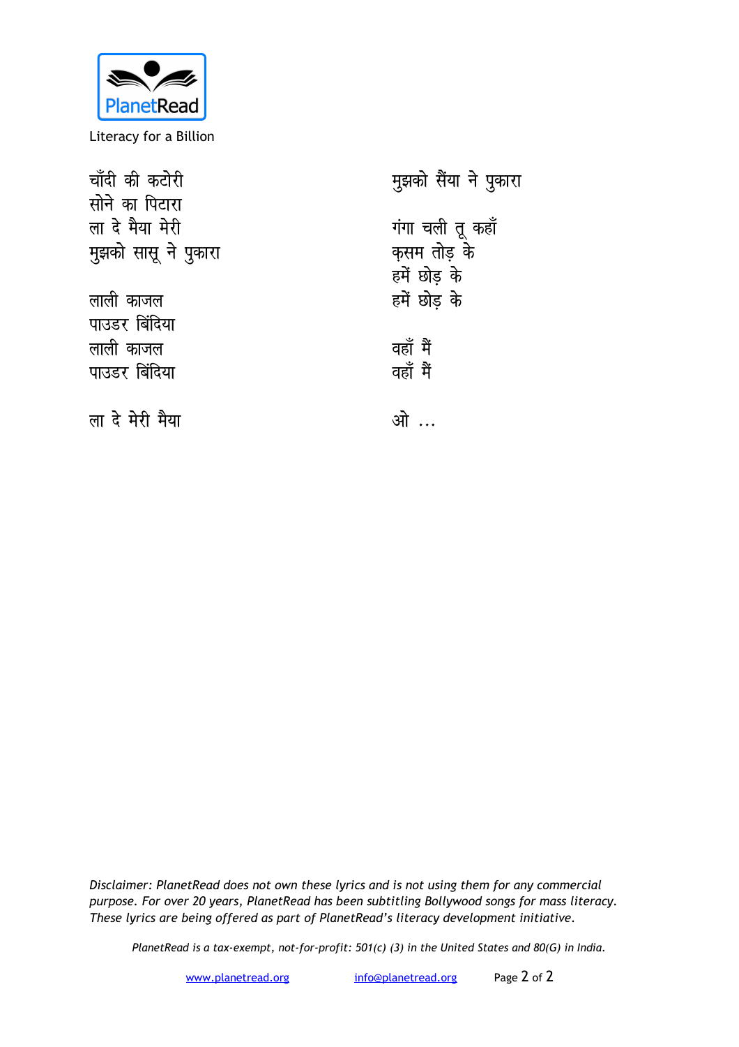PlanetRead

Literacy for a Billion

चाँदी की कटोरी
सोने का पिटारा
ला दे मैया मेरी
मुझको सासू ने पुकारा

लाली काजल
पाउडर बिंदिया
लाली काजल
पाउडर बिंदिया

ला दे मेरी मैया
मुझको सैंया ने पुकारा

गंगा चली तू कहाँ
क़सम तोड़ के
हमें छोड़ के
हमें छोड़ के

वहाँ मैं
वहाँ मैं

ओ ...

*Disclaimer: PlanetRead does not own these lyrics and is not using them for any commercial purpose. For over 20 years, PlanetRead has been subtitling Bollywood songs for mass literacy. These lyrics are being offered as part of PlanetRead's literacy development initiative.*

*PlanetRead is a tax-exempt, not-for-profit: 501(c) (3) in the United States and 80(G) in India.*

www.planetread.org info@planetread.org